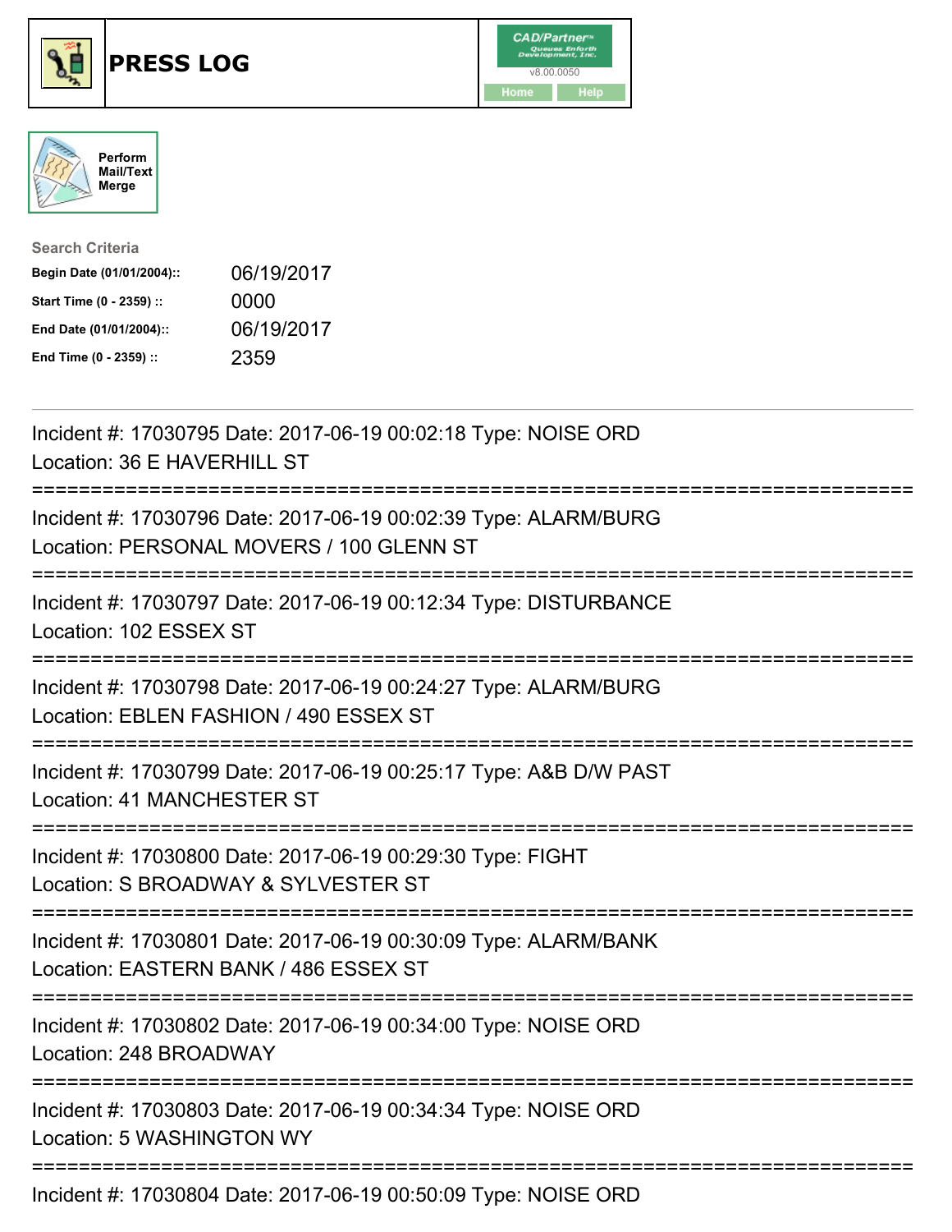# PRESS LOG

Perform Mail/Text Merge

**Search Criteria**

| | |
|---|---|
| **Begin Date (01/01/2004)::** | 06/19/2017 |
| **Start Time (0 - 2359) ::** | 0000 |
| **End Date (01/01/2004)::** | 06/19/2017 |
| **End Time (0 - 2359) ::** | 2359 |

Incident #: 17030795 Date: 2017-06-19 00:02:18 Type: NOISE ORD
Location: 36 E HAVERHILL ST

===========================================================================

Incident #: 17030796 Date: 2017-06-19 00:02:39 Type: ALARM/BURG
Location: PERSONAL MOVERS / 100 GLENN ST

===========================================================================

Incident #: 17030797 Date: 2017-06-19 00:12:34 Type: DISTURBANCE
Location: 102 ESSEX ST

===========================================================================

Incident #: 17030798 Date: 2017-06-19 00:24:27 Type: ALARM/BURG
Location: EBLEN FASHION / 490 ESSEX ST

===========================================================================

Incident #: 17030799 Date: 2017-06-19 00:25:17 Type: A&B D/W PAST
Location: 41 MANCHESTER ST

===========================================================================

Incident #: 17030800 Date: 2017-06-19 00:29:30 Type: FIGHT
Location: S BROADWAY & SYLVESTER ST

===========================================================================

Incident #: 17030801 Date: 2017-06-19 00:30:09 Type: ALARM/BANK
Location: EASTERN BANK / 486 ESSEX ST

===========================================================================

Incident #: 17030802 Date: 2017-06-19 00:34:00 Type: NOISE ORD
Location: 248 BROADWAY

===========================================================================

Incident #: 17030803 Date: 2017-06-19 00:34:34 Type: NOISE ORD
Location: 5 WASHINGTON WY

===========================================================================

Incident #: 17030804 Date: 2017-06-19 00:50:09 Type: NOISE ORD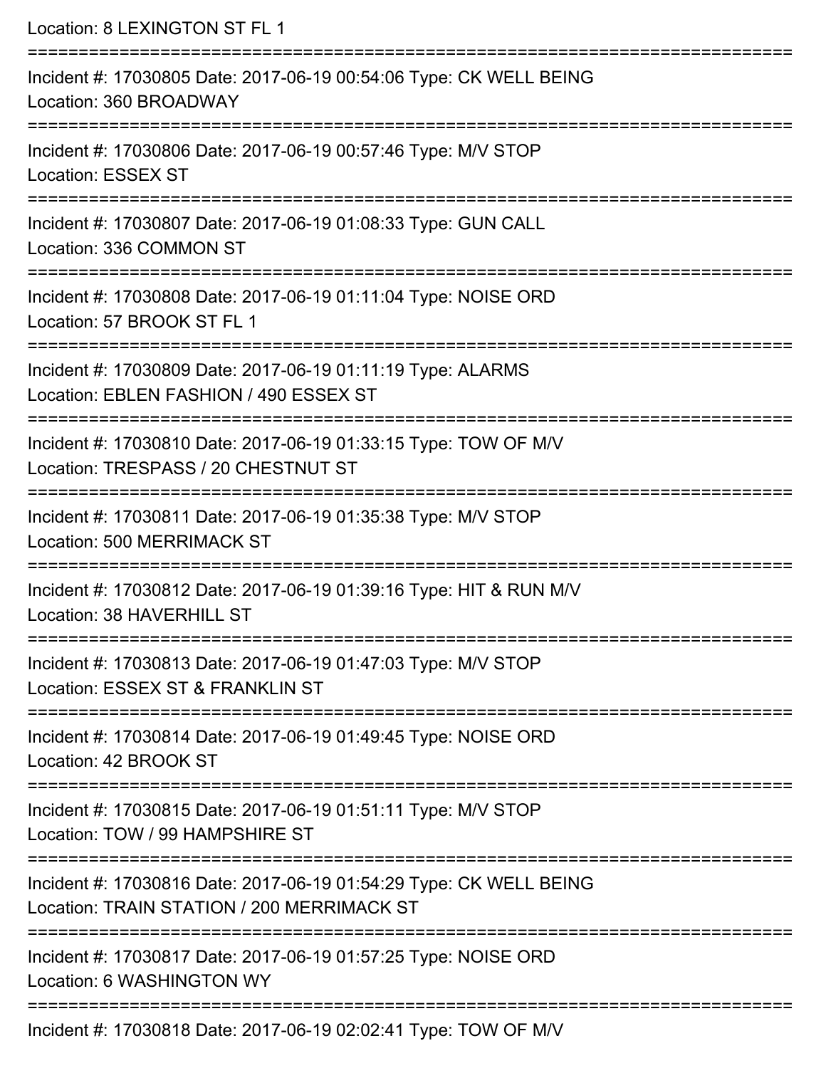Location: 8 LEXINGTON ST FL 1

===========================================================================

Incident #: 17030805 Date: 2017-06-19 00:54:06 Type: CK WELL BEING
Location: 360 BROADWAY

===========================================================================

Incident #: 17030806 Date: 2017-06-19 00:57:46 Type: M/V STOP
Location: ESSEX ST

===========================================================================

Incident #: 17030807 Date: 2017-06-19 01:08:33 Type: GUN CALL
Location: 336 COMMON ST

===========================================================================

Incident #: 17030808 Date: 2017-06-19 01:11:04 Type: NOISE ORD
Location: 57 BROOK ST FL 1

===========================================================================

Incident #: 17030809 Date: 2017-06-19 01:11:19 Type: ALARMS
Location: EBLEN FASHION / 490 ESSEX ST

===========================================================================

Incident #: 17030810 Date: 2017-06-19 01:33:15 Type: TOW OF M/V
Location: TRESPASS / 20 CHESTNUT ST

===========================================================================

Incident #: 17030811 Date: 2017-06-19 01:35:38 Type: M/V STOP
Location: 500 MERRIMACK ST

===========================================================================

Incident #: 17030812 Date: 2017-06-19 01:39:16 Type: HIT & RUN M/V
Location: 38 HAVERHILL ST

===========================================================================

Incident #: 17030813 Date: 2017-06-19 01:47:03 Type: M/V STOP
Location: ESSEX ST & FRANKLIN ST

===========================================================================

Incident #: 17030814 Date: 2017-06-19 01:49:45 Type: NOISE ORD
Location: 42 BROOK ST

===========================================================================

Incident #: 17030815 Date: 2017-06-19 01:51:11 Type: M/V STOP
Location: TOW / 99 HAMPSHIRE ST

===========================================================================

Incident #: 17030816 Date: 2017-06-19 01:54:29 Type: CK WELL BEING
Location: TRAIN STATION / 200 MERRIMACK ST

===========================================================================

Incident #: 17030817 Date: 2017-06-19 01:57:25 Type: NOISE ORD
Location: 6 WASHINGTON WY

===========================================================================

Incident #: 17030818 Date: 2017-06-19 02:02:41 Type: TOW OF M/V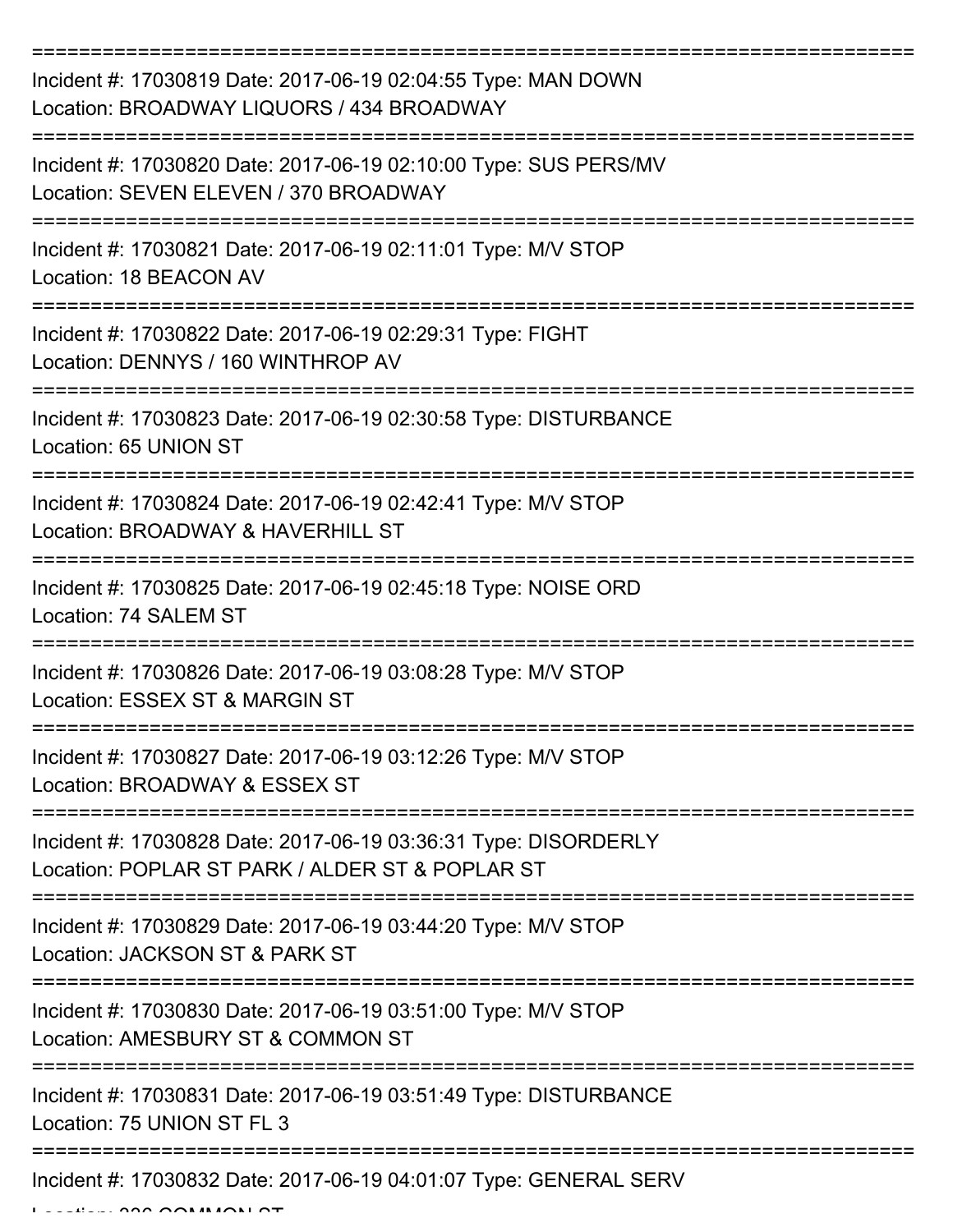===========================================================================

Incident #: 17030819 Date: 2017-06-19 02:04:55 Type: MAN DOWN
Location: BROADWAY LIQUORS / 434 BROADWAY

===========================================================================

Incident #: 17030820 Date: 2017-06-19 02:10:00 Type: SUS PERS/MV
Location: SEVEN ELEVEN / 370 BROADWAY

===========================================================================

Incident #: 17030821 Date: 2017-06-19 02:11:01 Type: M/V STOP
Location: 18 BEACON AV

===========================================================================

Incident #: 17030822 Date: 2017-06-19 02:29:31 Type: FIGHT
Location: DENNYS / 160 WINTHROP AV

===========================================================================

Incident #: 17030823 Date: 2017-06-19 02:30:58 Type: DISTURBANCE
Location: 65 UNION ST

===========================================================================

Incident #: 17030824 Date: 2017-06-19 02:42:41 Type: M/V STOP
Location: BROADWAY & HAVERHILL ST

===========================================================================

Incident #: 17030825 Date: 2017-06-19 02:45:18 Type: NOISE ORD
Location: 74 SALEM ST

===========================================================================

Incident #: 17030826 Date: 2017-06-19 03:08:28 Type: M/V STOP
Location: ESSEX ST & MARGIN ST

===========================================================================

Incident #: 17030827 Date: 2017-06-19 03:12:26 Type: M/V STOP
Location: BROADWAY & ESSEX ST

===========================================================================

Incident #: 17030828 Date: 2017-06-19 03:36:31 Type: DISORDERLY
Location: POPLAR ST PARK / ALDER ST & POPLAR ST

===========================================================================

Incident #: 17030829 Date: 2017-06-19 03:44:20 Type: M/V STOP
Location: JACKSON ST & PARK ST

===========================================================================

Incident #: 17030830 Date: 2017-06-19 03:51:00 Type: M/V STOP
Location: AMESBURY ST & COMMON ST

===========================================================================

Incident #: 17030831 Date: 2017-06-19 03:51:49 Type: DISTURBANCE
Location: 75 UNION ST FL 3

===========================================================================

Incident #: 17030832 Date: 2017-06-19 04:01:07 Type: GENERAL SERV
Location: 336 COMMON ST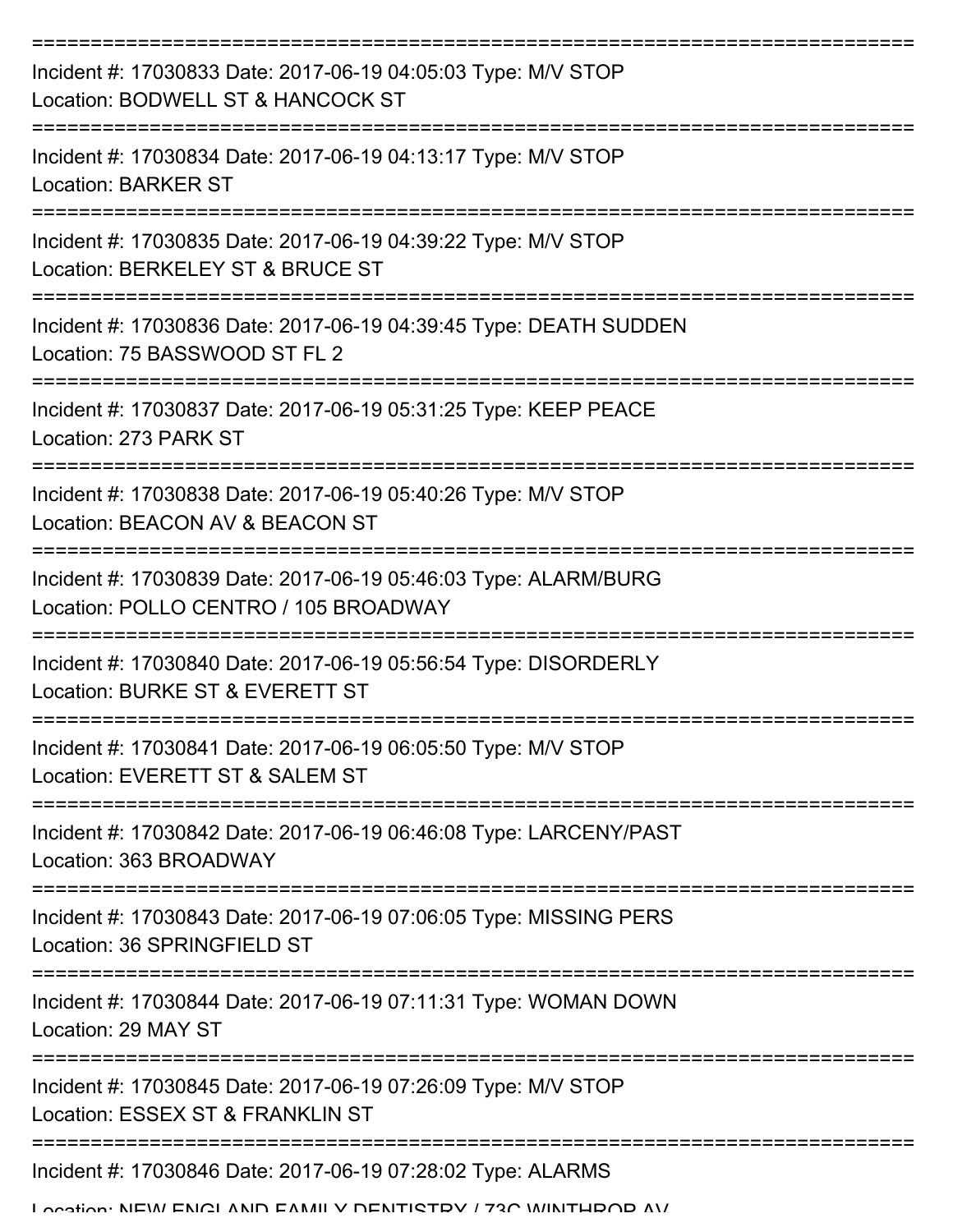===========================================================================

Incident #: 17030833 Date: 2017-06-19 04:05:03 Type: M/V STOP
Location: BODWELL ST & HANCOCK ST

===========================================================================

Incident #: 17030834 Date: 2017-06-19 04:13:17 Type: M/V STOP
Location: BARKER ST

===========================================================================

Incident #: 17030835 Date: 2017-06-19 04:39:22 Type: M/V STOP
Location: BERKELEY ST & BRUCE ST

===========================================================================

Incident #: 17030836 Date: 2017-06-19 04:39:45 Type: DEATH SUDDEN
Location: 75 BASSWOOD ST FL 2

===========================================================================

Incident #: 17030837 Date: 2017-06-19 05:31:25 Type: KEEP PEACE
Location: 273 PARK ST

===========================================================================

Incident #: 17030838 Date: 2017-06-19 05:40:26 Type: M/V STOP
Location: BEACON AV & BEACON ST

===========================================================================

Incident #: 17030839 Date: 2017-06-19 05:46:03 Type: ALARM/BURG
Location: POLLO CENTRO / 105 BROADWAY

===========================================================================

Incident #: 17030840 Date: 2017-06-19 05:56:54 Type: DISORDERLY
Location: BURKE ST & EVERETT ST

===========================================================================

Incident #: 17030841 Date: 2017-06-19 06:05:50 Type: M/V STOP
Location: EVERETT ST & SALEM ST

===========================================================================

Incident #: 17030842 Date: 2017-06-19 06:46:08 Type: LARCENY/PAST
Location: 363 BROADWAY

===========================================================================

Incident #: 17030843 Date: 2017-06-19 07:06:05 Type: MISSING PERS
Location: 36 SPRINGFIELD ST

===========================================================================

Incident #: 17030844 Date: 2017-06-19 07:11:31 Type: WOMAN DOWN
Location: 29 MAY ST

===========================================================================

Incident #: 17030845 Date: 2017-06-19 07:26:09 Type: M/V STOP
Location: ESSEX ST & FRANKLIN ST

===========================================================================

Incident #: 17030846 Date: 2017-06-19 07:28:02 Type: ALARMS
Location: NEW ENGLAND FAMILY DENTISTRY / 73C WINTHROP AV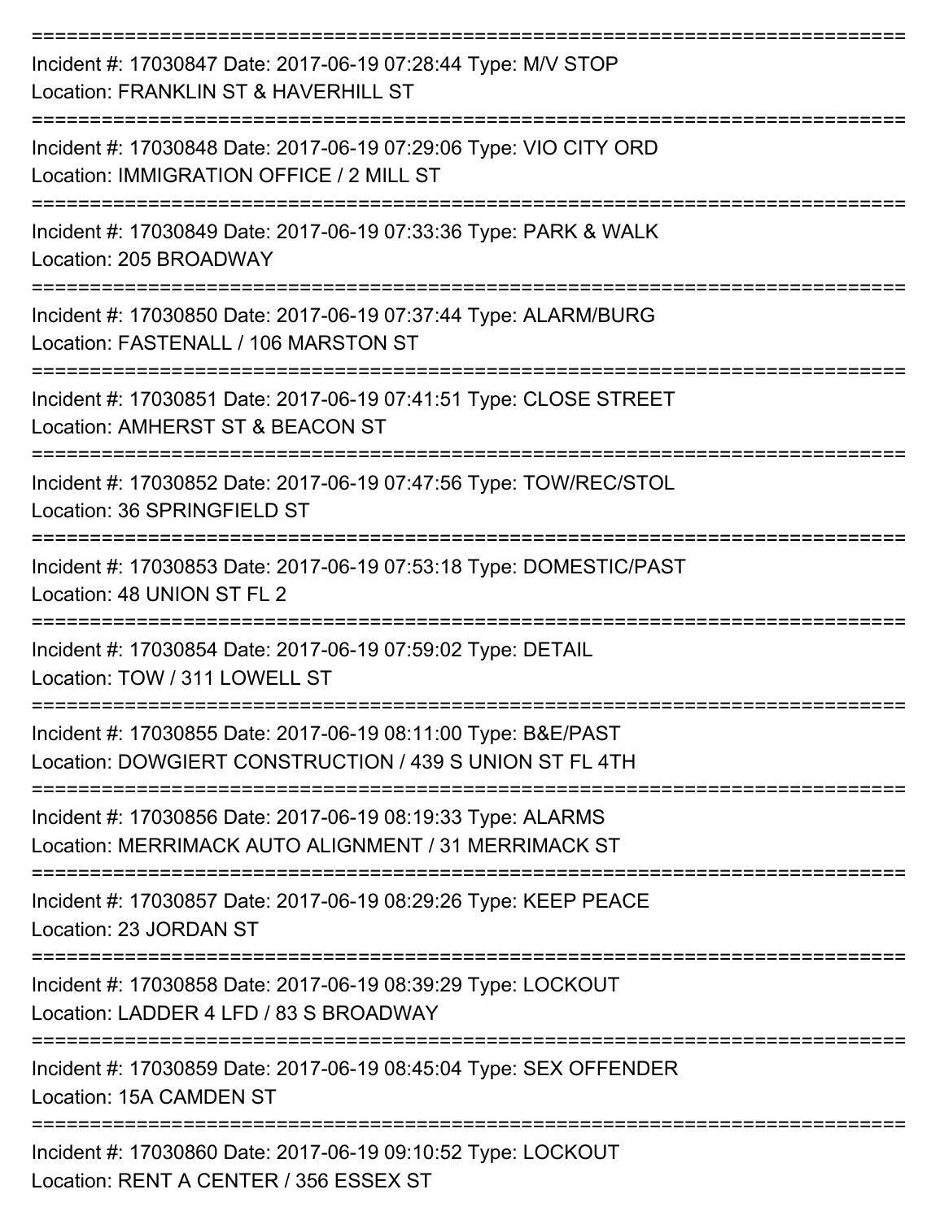Incident #: 17030847 Date: 2017-06-19 07:28:44 Type: M/V STOP
Location: FRANKLIN ST & HAVERHILL ST

Incident #: 17030848 Date: 2017-06-19 07:29:06 Type: VIO CITY ORD
Location: IMMIGRATION OFFICE / 2 MILL ST

Incident #: 17030849 Date: 2017-06-19 07:33:36 Type: PARK & WALK
Location: 205 BROADWAY

Incident #: 17030850 Date: 2017-06-19 07:37:44 Type: ALARM/BURG
Location: FASTENALL / 106 MARSTON ST

Incident #: 17030851 Date: 2017-06-19 07:41:51 Type: CLOSE STREET
Location: AMHERST ST & BEACON ST

Incident #: 17030852 Date: 2017-06-19 07:47:56 Type: TOW/REC/STOL
Location: 36 SPRINGFIELD ST

Incident #: 17030853 Date: 2017-06-19 07:53:18 Type: DOMESTIC/PAST
Location: 48 UNION ST FL 2

Incident #: 17030854 Date: 2017-06-19 07:59:02 Type: DETAIL
Location: TOW / 311 LOWELL ST

Incident #: 17030855 Date: 2017-06-19 08:11:00 Type: B&E/PAST
Location: DOWGIERT CONSTRUCTION / 439 S UNION ST FL 4TH

Incident #: 17030856 Date: 2017-06-19 08:19:33 Type: ALARMS
Location: MERRIMACK AUTO ALIGNMENT / 31 MERRIMACK ST

Incident #: 17030857 Date: 2017-06-19 08:29:26 Type: KEEP PEACE
Location: 23 JORDAN ST

Incident #: 17030858 Date: 2017-06-19 08:39:29 Type: LOCKOUT
Location: LADDER 4 LFD / 83 S BROADWAY

Incident #: 17030859 Date: 2017-06-19 08:45:04 Type: SEX OFFENDER
Location: 15A CAMDEN ST

Incident #: 17030860 Date: 2017-06-19 09:10:52 Type: LOCKOUT
Location: RENT A CENTER / 356 ESSEX ST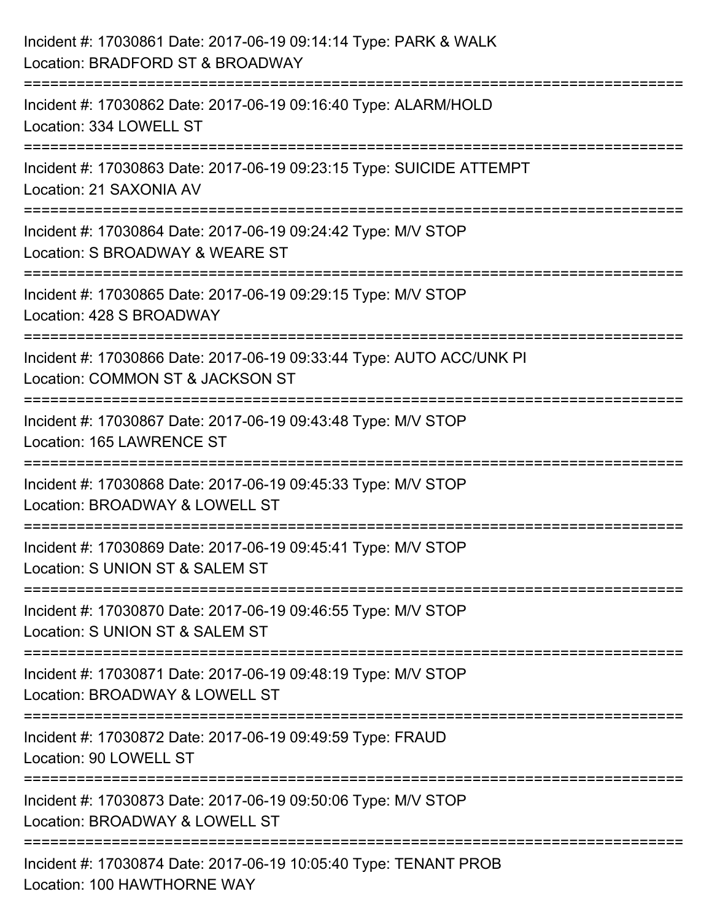Incident #: 17030861 Date: 2017-06-19 09:14:14 Type: PARK & WALK
Location: BRADFORD ST & BROADWAY

===========================================================================

Incident #: 17030862 Date: 2017-06-19 09:16:40 Type: ALARM/HOLD
Location: 334 LOWELL ST

===========================================================================

Incident #: 17030863 Date: 2017-06-19 09:23:15 Type: SUICIDE ATTEMPT
Location: 21 SAXONIA AV

===========================================================================

Incident #: 17030864 Date: 2017-06-19 09:24:42 Type: M/V STOP
Location: S BROADWAY & WEARE ST

===========================================================================

Incident #: 17030865 Date: 2017-06-19 09:29:15 Type: M/V STOP
Location: 428 S BROADWAY

===========================================================================

Incident #: 17030866 Date: 2017-06-19 09:33:44 Type: AUTO ACC/UNK PI
Location: COMMON ST & JACKSON ST

===========================================================================

Incident #: 17030867 Date: 2017-06-19 09:43:48 Type: M/V STOP
Location: 165 LAWRENCE ST

===========================================================================

Incident #: 17030868 Date: 2017-06-19 09:45:33 Type: M/V STOP
Location: BROADWAY & LOWELL ST

===========================================================================

Incident #: 17030869 Date: 2017-06-19 09:45:41 Type: M/V STOP
Location: S UNION ST & SALEM ST

===========================================================================

Incident #: 17030870 Date: 2017-06-19 09:46:55 Type: M/V STOP
Location: S UNION ST & SALEM ST

===========================================================================

Incident #: 17030871 Date: 2017-06-19 09:48:19 Type: M/V STOP
Location: BROADWAY & LOWELL ST

===========================================================================

Incident #: 17030872 Date: 2017-06-19 09:49:59 Type: FRAUD
Location: 90 LOWELL ST

===========================================================================

Incident #: 17030873 Date: 2017-06-19 09:50:06 Type: M/V STOP
Location: BROADWAY & LOWELL ST

===========================================================================

Incident #: 17030874 Date: 2017-06-19 10:05:40 Type: TENANT PROB
Location: 100 HAWTHORNE WAY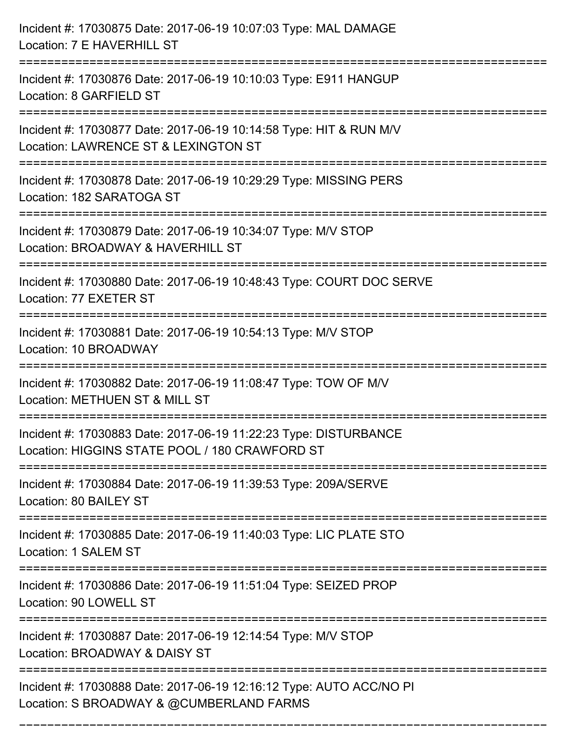Incident #: 17030875 Date: 2017-06-19 10:07:03 Type: MAL DAMAGE
Location: 7 E HAVERHILL ST

===========================================================================

Incident #: 17030876 Date: 2017-06-19 10:10:03 Type: E911 HANGUP
Location: 8 GARFIELD ST

===========================================================================

Incident #: 17030877 Date: 2017-06-19 10:14:58 Type: HIT & RUN M/V
Location: LAWRENCE ST & LEXINGTON ST

===========================================================================

Incident #: 17030878 Date: 2017-06-19 10:29:29 Type: MISSING PERS
Location: 182 SARATOGA ST

===========================================================================

Incident #: 17030879 Date: 2017-06-19 10:34:07 Type: M/V STOP
Location: BROADWAY & HAVERHILL ST

===========================================================================

Incident #: 17030880 Date: 2017-06-19 10:48:43 Type: COURT DOC SERVE
Location: 77 EXETER ST

===========================================================================

Incident #: 17030881 Date: 2017-06-19 10:54:13 Type: M/V STOP
Location: 10 BROADWAY

===========================================================================

Incident #: 17030882 Date: 2017-06-19 11:08:47 Type: TOW OF M/V
Location: METHUEN ST & MILL ST

===========================================================================

Incident #: 17030883 Date: 2017-06-19 11:22:23 Type: DISTURBANCE
Location: HIGGINS STATE POOL / 180 CRAWFORD ST

===========================================================================

Incident #: 17030884 Date: 2017-06-19 11:39:53 Type: 209A/SERVE
Location: 80 BAILEY ST

===========================================================================

Incident #: 17030885 Date: 2017-06-19 11:40:03 Type: LIC PLATE STO
Location: 1 SALEM ST

===========================================================================

Incident #: 17030886 Date: 2017-06-19 11:51:04 Type: SEIZED PROP
Location: 90 LOWELL ST

===========================================================================

Incident #: 17030887 Date: 2017-06-19 12:14:54 Type: M/V STOP
Location: BROADWAY & DAISY ST

===========================================================================

Incident #: 17030888 Date: 2017-06-19 12:16:12 Type: AUTO ACC/NO PI
Location: S BROADWAY & @CUMBERLAND FARMS

===========================================================================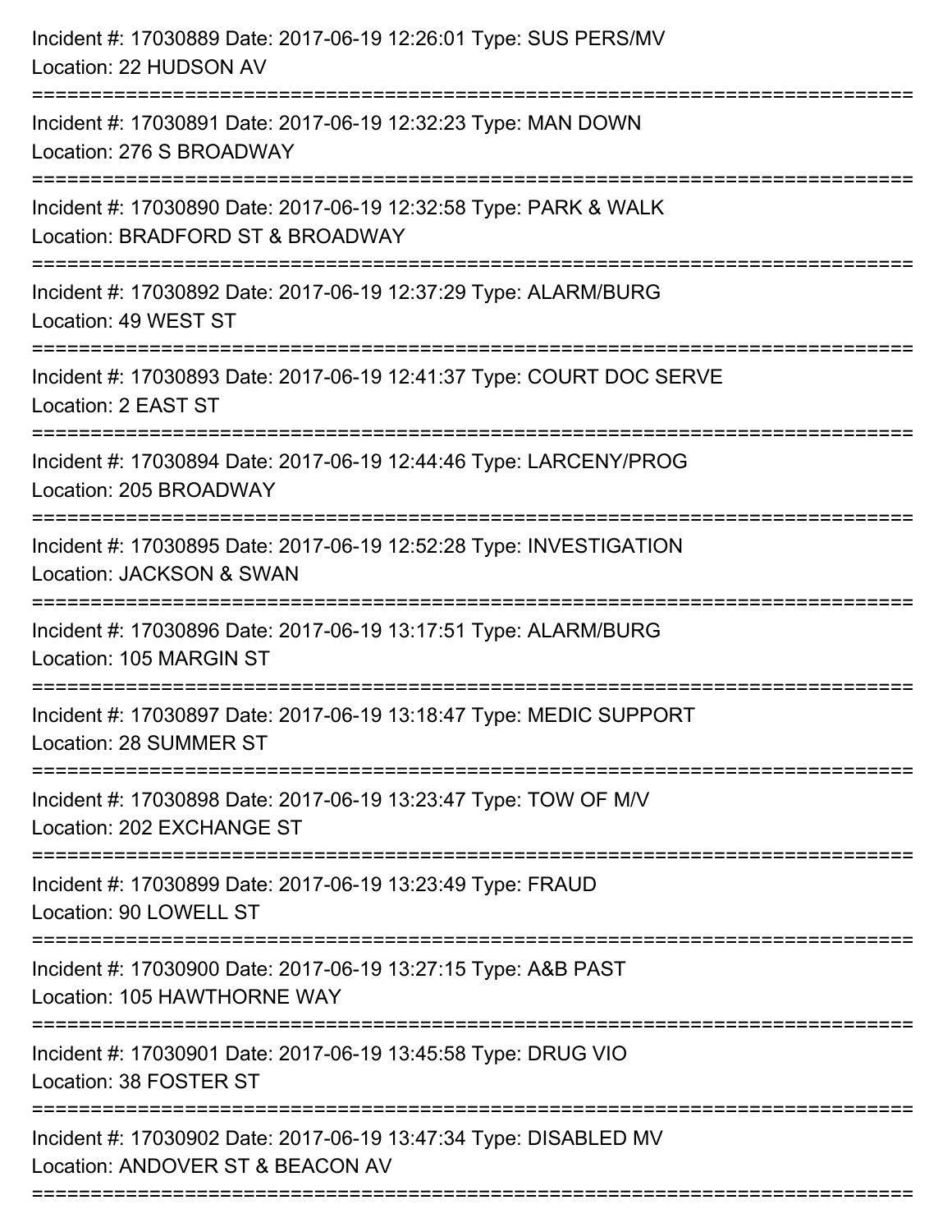Incident #: 17030889 Date: 2017-06-19 12:26:01 Type: SUS PERS/MV
Location: 22 HUDSON AV

===========================================================================

Incident #: 17030891 Date: 2017-06-19 12:32:23 Type: MAN DOWN
Location: 276 S BROADWAY

===========================================================================

Incident #: 17030890 Date: 2017-06-19 12:32:58 Type: PARK & WALK
Location: BRADFORD ST & BROADWAY

===========================================================================

Incident #: 17030892 Date: 2017-06-19 12:37:29 Type: ALARM/BURG
Location: 49 WEST ST

===========================================================================

Incident #: 17030893 Date: 2017-06-19 12:41:37 Type: COURT DOC SERVE
Location: 2 EAST ST

===========================================================================

Incident #: 17030894 Date: 2017-06-19 12:44:46 Type: LARCENY/PROG
Location: 205 BROADWAY

===========================================================================

Incident #: 17030895 Date: 2017-06-19 12:52:28 Type: INVESTIGATION
Location: JACKSON & SWAN

===========================================================================

Incident #: 17030896 Date: 2017-06-19 13:17:51 Type: ALARM/BURG
Location: 105 MARGIN ST

===========================================================================

Incident #: 17030897 Date: 2017-06-19 13:18:47 Type: MEDIC SUPPORT
Location: 28 SUMMER ST

===========================================================================

Incident #: 17030898 Date: 2017-06-19 13:23:47 Type: TOW OF M/V
Location: 202 EXCHANGE ST

===========================================================================

Incident #: 17030899 Date: 2017-06-19 13:23:49 Type: FRAUD
Location: 90 LOWELL ST

===========================================================================

Incident #: 17030900 Date: 2017-06-19 13:27:15 Type: A&B PAST
Location: 105 HAWTHORNE WAY

===========================================================================

Incident #: 17030901 Date: 2017-06-19 13:45:58 Type: DRUG VIO
Location: 38 FOSTER ST

===========================================================================

Incident #: 17030902 Date: 2017-06-19 13:47:34 Type: DISABLED MV
Location: ANDOVER ST & BEACON AV

===========================================================================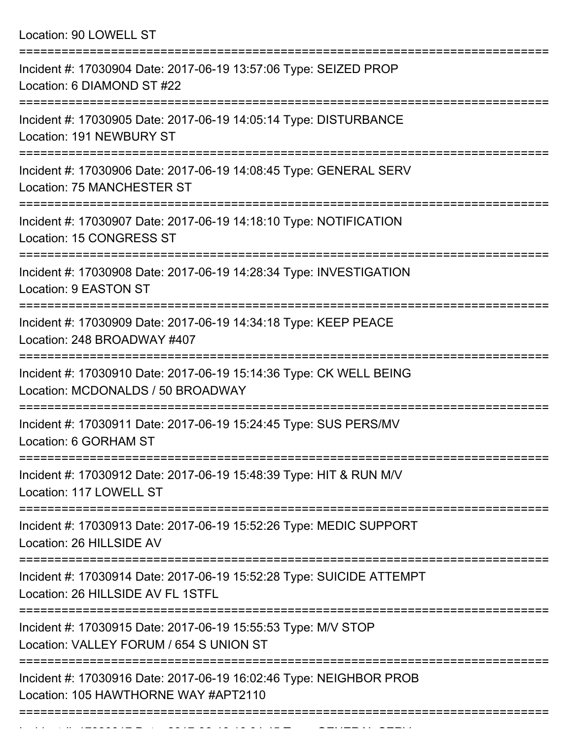Location: 90 LOWELL ST

===========================================================================

Incident #: 17030904 Date: 2017-06-19 13:57:06 Type: SEIZED PROP
Location: 6 DIAMOND ST #22

===========================================================================

Incident #: 17030905 Date: 2017-06-19 14:05:14 Type: DISTURBANCE
Location: 191 NEWBURY ST

===========================================================================

Incident #: 17030906 Date: 2017-06-19 14:08:45 Type: GENERAL SERV
Location: 75 MANCHESTER ST

===========================================================================

Incident #: 17030907 Date: 2017-06-19 14:18:10 Type: NOTIFICATION
Location: 15 CONGRESS ST

===========================================================================

Incident #: 17030908 Date: 2017-06-19 14:28:34 Type: INVESTIGATION
Location: 9 EASTON ST

===========================================================================

Incident #: 17030909 Date: 2017-06-19 14:34:18 Type: KEEP PEACE
Location: 248 BROADWAY #407

===========================================================================

Incident #: 17030910 Date: 2017-06-19 15:14:36 Type: CK WELL BEING
Location: MCDONALDS / 50 BROADWAY

===========================================================================

Incident #: 17030911 Date: 2017-06-19 15:24:45 Type: SUS PERS/MV
Location: 6 GORHAM ST

===========================================================================

Incident #: 17030912 Date: 2017-06-19 15:48:39 Type: HIT & RUN M/V
Location: 117 LOWELL ST

===========================================================================

Incident #: 17030913 Date: 2017-06-19 15:52:26 Type: MEDIC SUPPORT
Location: 26 HILLSIDE AV

===========================================================================

Incident #: 17030914 Date: 2017-06-19 15:52:28 Type: SUICIDE ATTEMPT
Location: 26 HILLSIDE AV FL 1STFL

===========================================================================

Incident #: 17030915 Date: 2017-06-19 15:55:53 Type: M/V STOP
Location: VALLEY FORUM / 654 S UNION ST

===========================================================================

Incident #: 17030916 Date: 2017-06-19 16:02:46 Type: NEIGHBOR PROB
Location: 105 HAWTHORNE WAY #APT2110

===========================================================================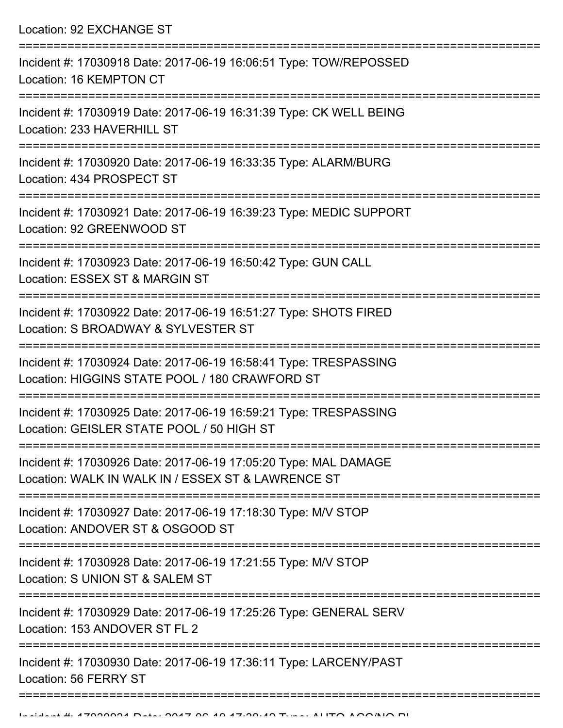Location: 92 EXCHANGE ST

===========================================================================

Incident #: 17030918 Date: 2017-06-19 16:06:51 Type: TOW/REPOSSED
Location: 16 KEMPTON CT

===========================================================================

Incident #: 17030919 Date: 2017-06-19 16:31:39 Type: CK WELL BEING
Location: 233 HAVERHILL ST

===========================================================================

Incident #: 17030920 Date: 2017-06-19 16:33:35 Type: ALARM/BURG
Location: 434 PROSPECT ST

===========================================================================

Incident #: 17030921 Date: 2017-06-19 16:39:23 Type: MEDIC SUPPORT
Location: 92 GREENWOOD ST

===========================================================================

Incident #: 17030923 Date: 2017-06-19 16:50:42 Type: GUN CALL
Location: ESSEX ST & MARGIN ST

===========================================================================

Incident #: 17030922 Date: 2017-06-19 16:51:27 Type: SHOTS FIRED
Location: S BROADWAY & SYLVESTER ST

===========================================================================

Incident #: 17030924 Date: 2017-06-19 16:58:41 Type: TRESPASSING
Location: HIGGINS STATE POOL / 180 CRAWFORD ST

===========================================================================

Incident #: 17030925 Date: 2017-06-19 16:59:21 Type: TRESPASSING
Location: GEISLER STATE POOL / 50 HIGH ST

===========================================================================

Incident #: 17030926 Date: 2017-06-19 17:05:20 Type: MAL DAMAGE
Location: WALK IN WALK IN / ESSEX ST & LAWRENCE ST

===========================================================================

Incident #: 17030927 Date: 2017-06-19 17:18:30 Type: M/V STOP
Location: ANDOVER ST & OSGOOD ST

===========================================================================

Incident #: 17030928 Date: 2017-06-19 17:21:55 Type: M/V STOP
Location: S UNION ST & SALEM ST

===========================================================================

Incident #: 17030929 Date: 2017-06-19 17:25:26 Type: GENERAL SERV
Location: 153 ANDOVER ST FL 2

===========================================================================

Incident #: 17030930 Date: 2017-06-19 17:36:11 Type: LARCENY/PAST
Location: 56 FERRY ST

===========================================================================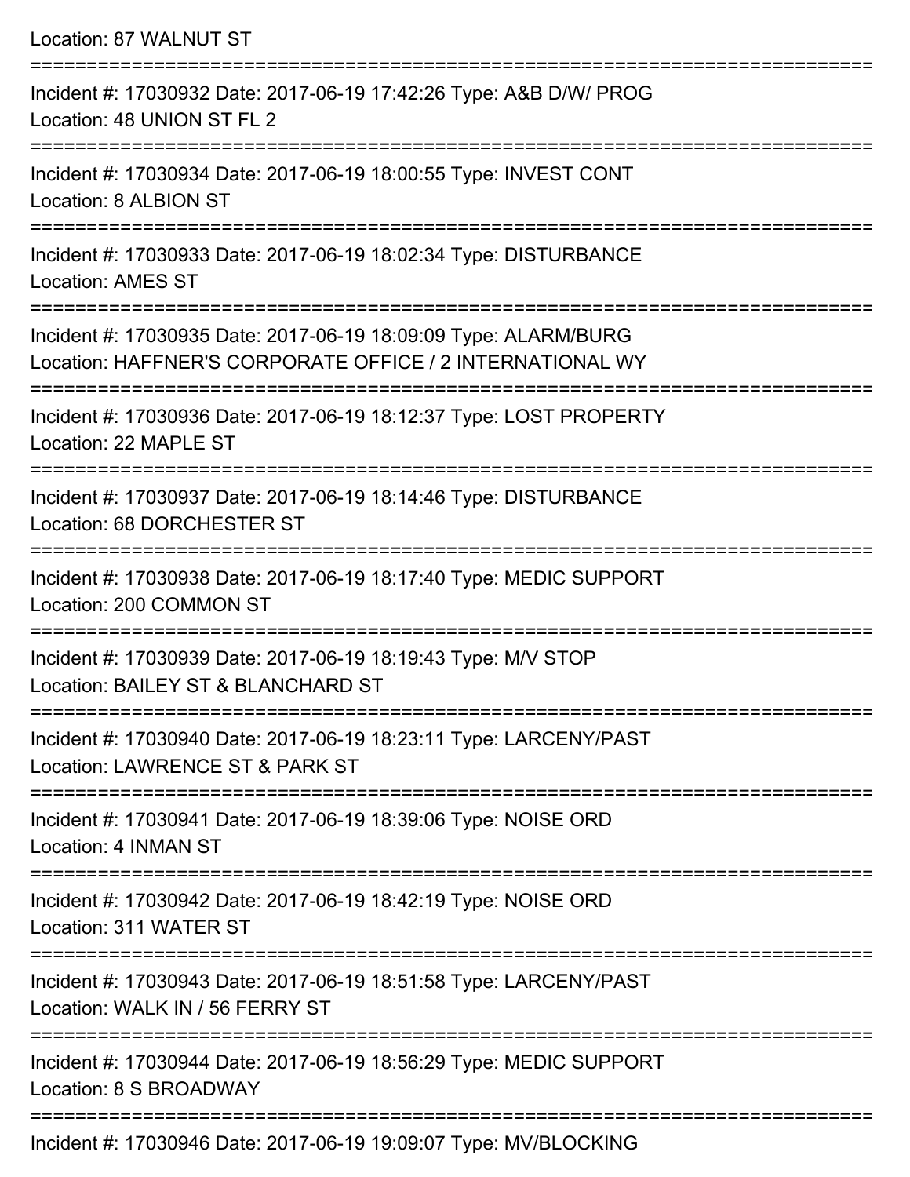Location: 87 WALNUT ST

===========================================================================

Incident #: 17030932 Date: 2017-06-19 17:42:26 Type: A&B D/W/ PROG
Location: 48 UNION ST FL 2

===========================================================================

Incident #: 17030934 Date: 2017-06-19 18:00:55 Type: INVEST CONT
Location: 8 ALBION ST

===========================================================================

Incident #: 17030933 Date: 2017-06-19 18:02:34 Type: DISTURBANCE
Location: AMES ST

===========================================================================

Incident #: 17030935 Date: 2017-06-19 18:09:09 Type: ALARM/BURG
Location: HAFFNER'S CORPORATE OFFICE / 2 INTERNATIONAL WY

===========================================================================

Incident #: 17030936 Date: 2017-06-19 18:12:37 Type: LOST PROPERTY
Location: 22 MAPLE ST

===========================================================================

Incident #: 17030937 Date: 2017-06-19 18:14:46 Type: DISTURBANCE
Location: 68 DORCHESTER ST

===========================================================================

Incident #: 17030938 Date: 2017-06-19 18:17:40 Type: MEDIC SUPPORT
Location: 200 COMMON ST

===========================================================================

Incident #: 17030939 Date: 2017-06-19 18:19:43 Type: M/V STOP
Location: BAILEY ST & BLANCHARD ST

===========================================================================

Incident #: 17030940 Date: 2017-06-19 18:23:11 Type: LARCENY/PAST
Location: LAWRENCE ST & PARK ST

===========================================================================

Incident #: 17030941 Date: 2017-06-19 18:39:06 Type: NOISE ORD
Location: 4 INMAN ST

===========================================================================

Incident #: 17030942 Date: 2017-06-19 18:42:19 Type: NOISE ORD
Location: 311 WATER ST

===========================================================================

Incident #: 17030943 Date: 2017-06-19 18:51:58 Type: LARCENY/PAST
Location: WALK IN / 56 FERRY ST

===========================================================================

Incident #: 17030944 Date: 2017-06-19 18:56:29 Type: MEDIC SUPPORT
Location: 8 S BROADWAY

===========================================================================

Incident #: 17030946 Date: 2017-06-19 19:09:07 Type: MV/BLOCKING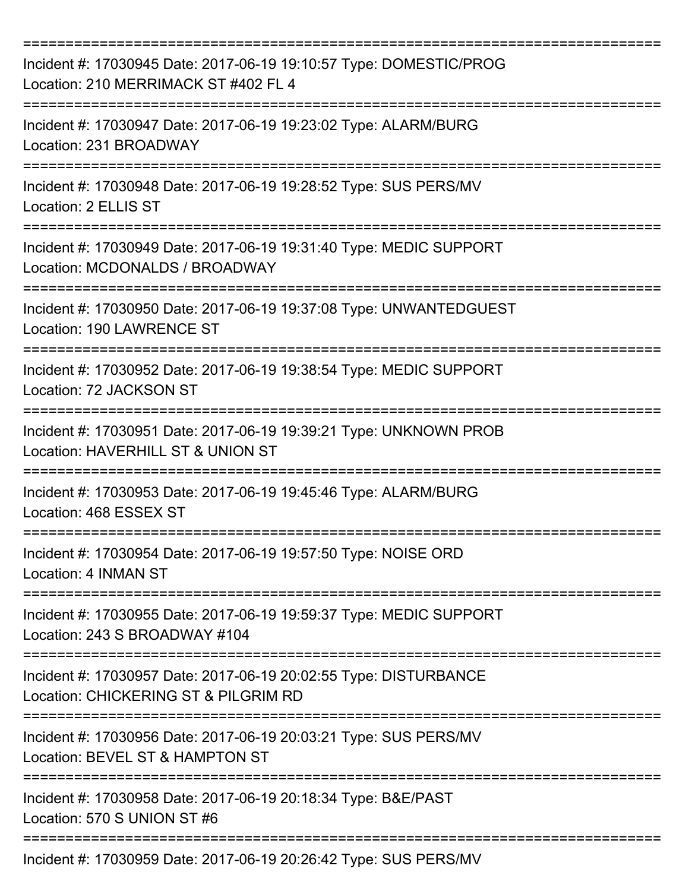===========================================================================

Incident #: 17030945 Date: 2017-06-19 19:10:57 Type: DOMESTIC/PROG
Location: 210 MERRIMACK ST #402 FL 4

===========================================================================

Incident #: 17030947 Date: 2017-06-19 19:23:02 Type: ALARM/BURG
Location: 231 BROADWAY

===========================================================================

Incident #: 17030948 Date: 2017-06-19 19:28:52 Type: SUS PERS/MV
Location: 2 ELLIS ST

===========================================================================

Incident #: 17030949 Date: 2017-06-19 19:31:40 Type: MEDIC SUPPORT
Location: MCDONALDS / BROADWAY

===========================================================================

Incident #: 17030950 Date: 2017-06-19 19:37:08 Type: UNWANTEDGUEST
Location: 190 LAWRENCE ST

===========================================================================

Incident #: 17030952 Date: 2017-06-19 19:38:54 Type: MEDIC SUPPORT
Location: 72 JACKSON ST

===========================================================================

Incident #: 17030951 Date: 2017-06-19 19:39:21 Type: UNKNOWN PROB
Location: HAVERHILL ST & UNION ST

===========================================================================

Incident #: 17030953 Date: 2017-06-19 19:45:46 Type: ALARM/BURG
Location: 468 ESSEX ST

===========================================================================

Incident #: 17030954 Date: 2017-06-19 19:57:50 Type: NOISE ORD
Location: 4 INMAN ST

===========================================================================

Incident #: 17030955 Date: 2017-06-19 19:59:37 Type: MEDIC SUPPORT
Location: 243 S BROADWAY #104

===========================================================================

Incident #: 17030957 Date: 2017-06-19 20:02:55 Type: DISTURBANCE
Location: CHICKERING ST & PILGRIM RD

===========================================================================

Incident #: 17030956 Date: 2017-06-19 20:03:21 Type: SUS PERS/MV
Location: BEVEL ST & HAMPTON ST

===========================================================================

Incident #: 17030958 Date: 2017-06-19 20:18:34 Type: B&E/PAST
Location: 570 S UNION ST #6

===========================================================================

Incident #: 17030959 Date: 2017-06-19 20:26:42 Type: SUS PERS/MV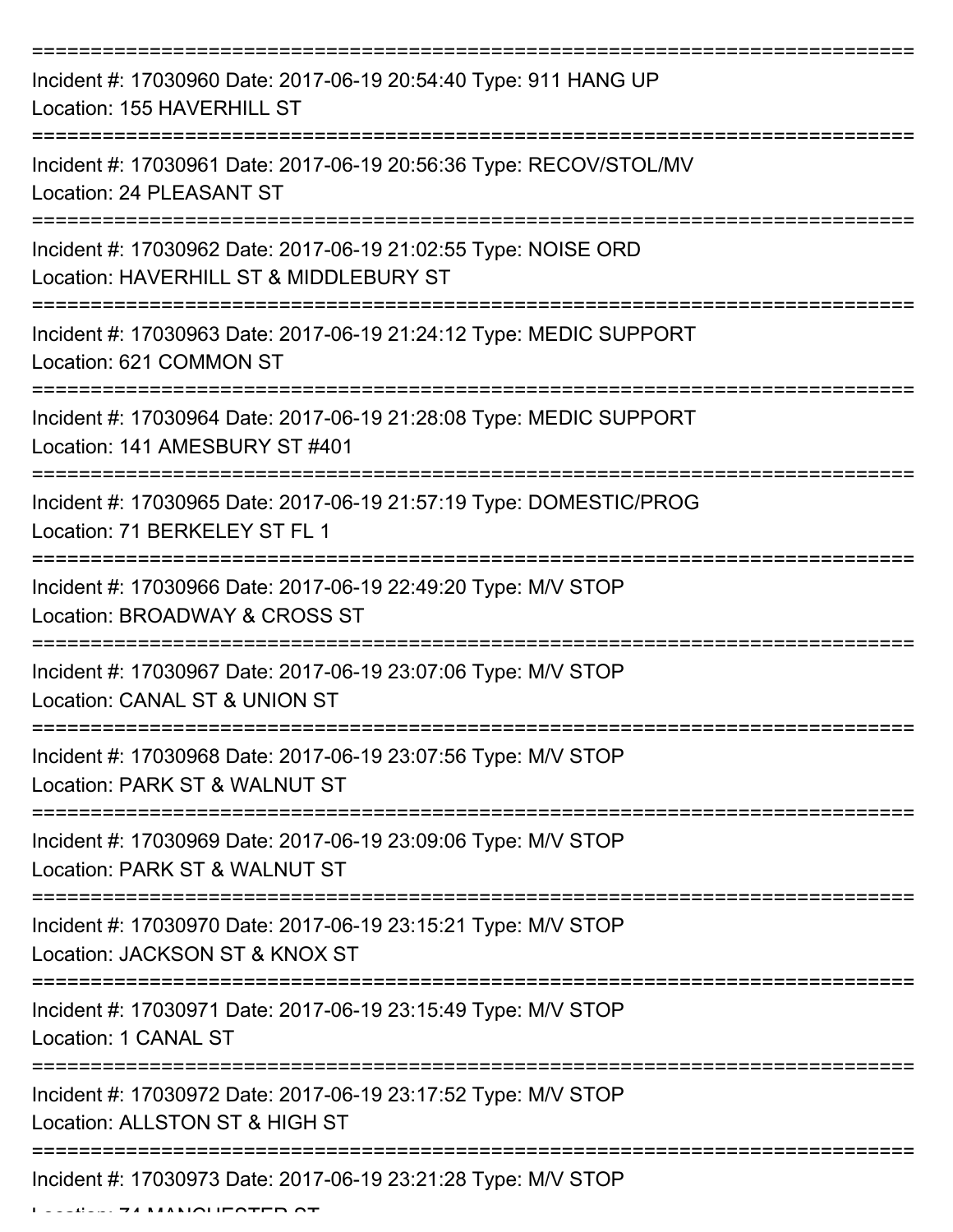===========================================================================

Incident #: 17030960 Date: 2017-06-19 20:54:40 Type: 911 HANG UP
Location: 155 HAVERHILL ST

===========================================================================

Incident #: 17030961 Date: 2017-06-19 20:56:36 Type: RECOV/STOL/MV
Location: 24 PLEASANT ST

===========================================================================

Incident #: 17030962 Date: 2017-06-19 21:02:55 Type: NOISE ORD
Location: HAVERHILL ST & MIDDLEBURY ST

===========================================================================

Incident #: 17030963 Date: 2017-06-19 21:24:12 Type: MEDIC SUPPORT
Location: 621 COMMON ST

===========================================================================

Incident #: 17030964 Date: 2017-06-19 21:28:08 Type: MEDIC SUPPORT
Location: 141 AMESBURY ST #401

===========================================================================

Incident #: 17030965 Date: 2017-06-19 21:57:19 Type: DOMESTIC/PROG
Location: 71 BERKELEY ST FL 1

===========================================================================

Incident #: 17030966 Date: 2017-06-19 22:49:20 Type: M/V STOP
Location: BROADWAY & CROSS ST

===========================================================================

Incident #: 17030967 Date: 2017-06-19 23:07:06 Type: M/V STOP
Location: CANAL ST & UNION ST

===========================================================================

Incident #: 17030968 Date: 2017-06-19 23:07:56 Type: M/V STOP
Location: PARK ST & WALNUT ST

===========================================================================

Incident #: 17030969 Date: 2017-06-19 23:09:06 Type: M/V STOP
Location: PARK ST & WALNUT ST

===========================================================================

Incident #: 17030970 Date: 2017-06-19 23:15:21 Type: M/V STOP
Location: JACKSON ST & KNOX ST

===========================================================================

Incident #: 17030971 Date: 2017-06-19 23:15:49 Type: M/V STOP
Location: 1 CANAL ST

===========================================================================

Incident #: 17030972 Date: 2017-06-19 23:17:52 Type: M/V STOP
Location: ALLSTON ST & HIGH ST

===========================================================================

Incident #: 17030973 Date: 2017-06-19 23:21:28 Type: M/V STOP
Location: 74 MANCHESTER ST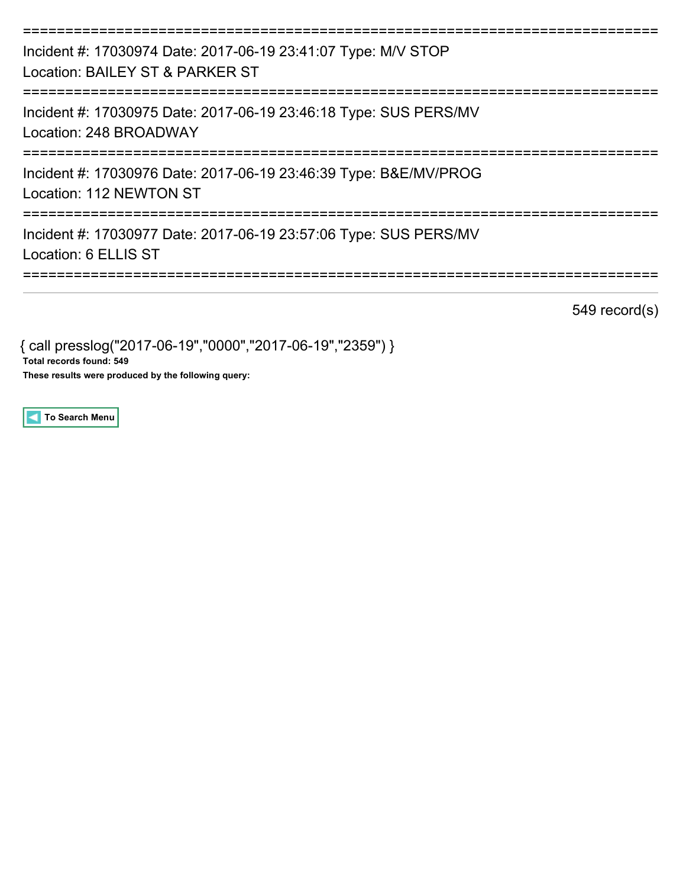===========================================================================

Incident #: 17030974 Date: 2017-06-19 23:41:07 Type: M/V STOP
Location: BAILEY ST & PARKER ST

===========================================================================

Incident #: 17030975 Date: 2017-06-19 23:46:18 Type: SUS PERS/MV
Location: 248 BROADWAY

===========================================================================

Incident #: 17030976 Date: 2017-06-19 23:46:39 Type: B&E/MV/PROG
Location: 112 NEWTON ST

===========================================================================

Incident #: 17030977 Date: 2017-06-19 23:57:06 Type: SUS PERS/MV
Location: 6 ELLIS ST

===========================================================================

549 record(s)

{ call presslog("2017-06-19","0000","2017-06-19","2359") }

**Total records found: 549**

**These results were produced by the following query:**

**To Search Menu**